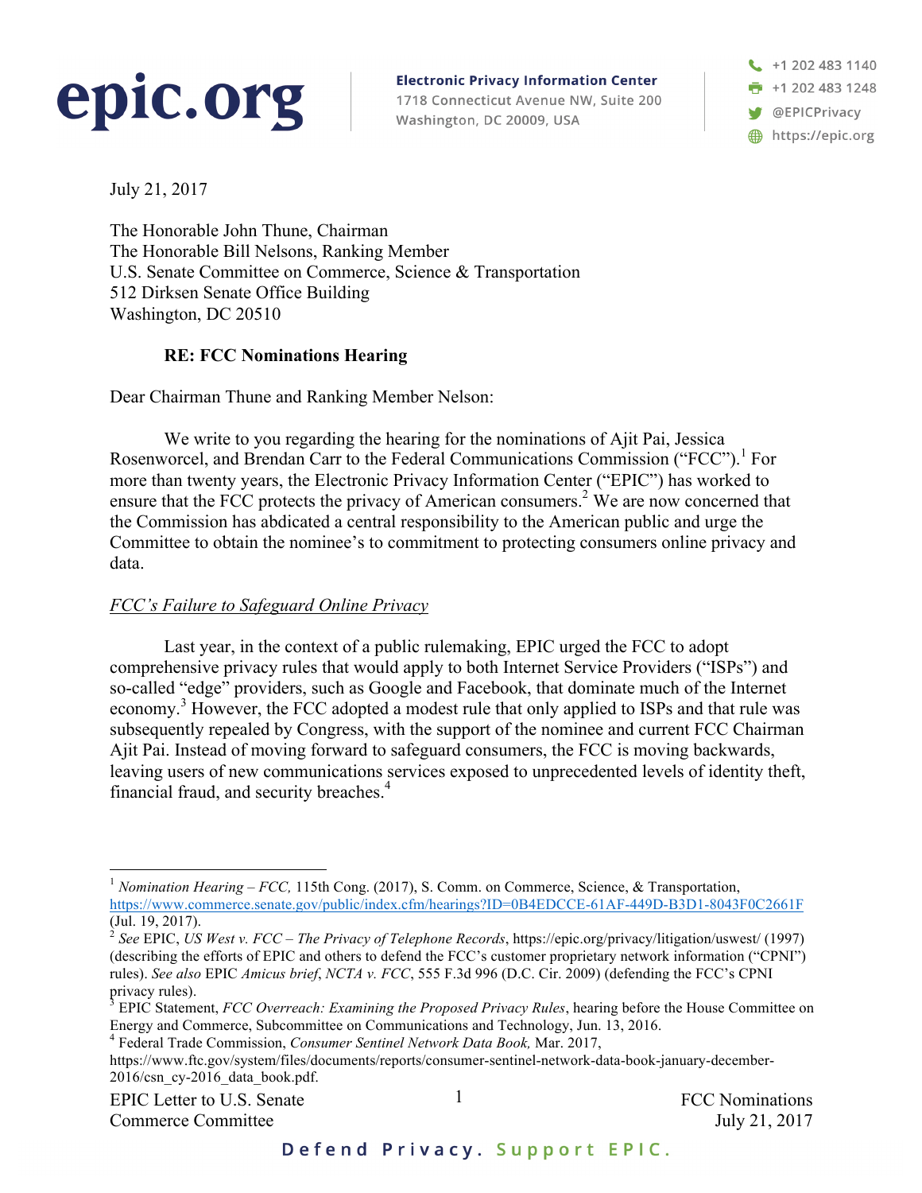epic.org

**Electronic Privacy Information Center**
1718 Connecticut Avenue NW, Suite 200
Washington, DC 20009, USA

+1 202 483 1140
+1 202 483 1248
@EPICPrivacy
https://epic.org

July 21, 2017

The Honorable John Thune, Chairman
The Honorable Bill Nelsons, Ranking Member
U.S. Senate Committee on Commerce, Science & Transportation
512 Dirksen Senate Office Building
Washington, DC 20510

**RE: FCC Nominations Hearing**

Dear Chairman Thune and Ranking Member Nelson:

We write to you regarding the hearing for the nominations of Ajit Pai, Jessica Rosenworcel, and Brendan Carr to the Federal Communications Commission ("FCC").[1] For more than twenty years, the Electronic Privacy Information Center ("EPIC") has worked to ensure that the FCC protects the privacy of American consumers.[2] We are now concerned that the Commission has abdicated a central responsibility to the American public and urge the Committee to obtain the nominee's to commitment to protecting consumers online privacy and data.

*FCC's Failure to Safeguard Online Privacy*

Last year, in the context of a public rulemaking, EPIC urged the FCC to adopt comprehensive privacy rules that would apply to both Internet Service Providers ("ISPs") and so-called "edge" providers, such as Google and Facebook, that dominate much of the Internet economy.[3] However, the FCC adopted a modest rule that only applied to ISPs and that rule was subsequently repealed by Congress, with the support of the nominee and current FCC Chairman Ajit Pai. Instead of moving forward to safeguard consumers, the FCC is moving backwards, leaving users of new communications services exposed to unprecedented levels of identity theft, financial fraud, and security breaches.[4]

---

[1] *Nomination Hearing – FCC,* 115th Cong. (2017), S. Comm. on Commerce, Science, & Transportation, https://www.commerce.senate.gov/public/index.cfm/hearings?ID=0B4EDCCE-61AF-449D-B3D1-8043F0C2661F (Jul. 19, 2017).

[2] *See* EPIC, *US West v. FCC – The Privacy of Telephone Records*, https://epic.org/privacy/litigation/uswest/ (1997) (describing the efforts of EPIC and others to defend the FCC's customer proprietary network information ("CPNI") rules). *See also* EPIC *Amicus brief*, *NCTA v. FCC*, 555 F.3d 996 (D.C. Cir. 2009) (defending the FCC's CPNI privacy rules).

[3] EPIC Statement, *FCC Overreach: Examining the Proposed Privacy Rules*, hearing before the House Committee on Energy and Commerce, Subcommittee on Communications and Technology, Jun. 13, 2016.

[4] Federal Trade Commission, *Consumer Sentinel Network Data Book,* Mar. 2017, https://www.ftc.gov/system/files/documents/reports/consumer-sentinel-network-data-book-january-december-2016/csn_cy-2016_data_book.pdf.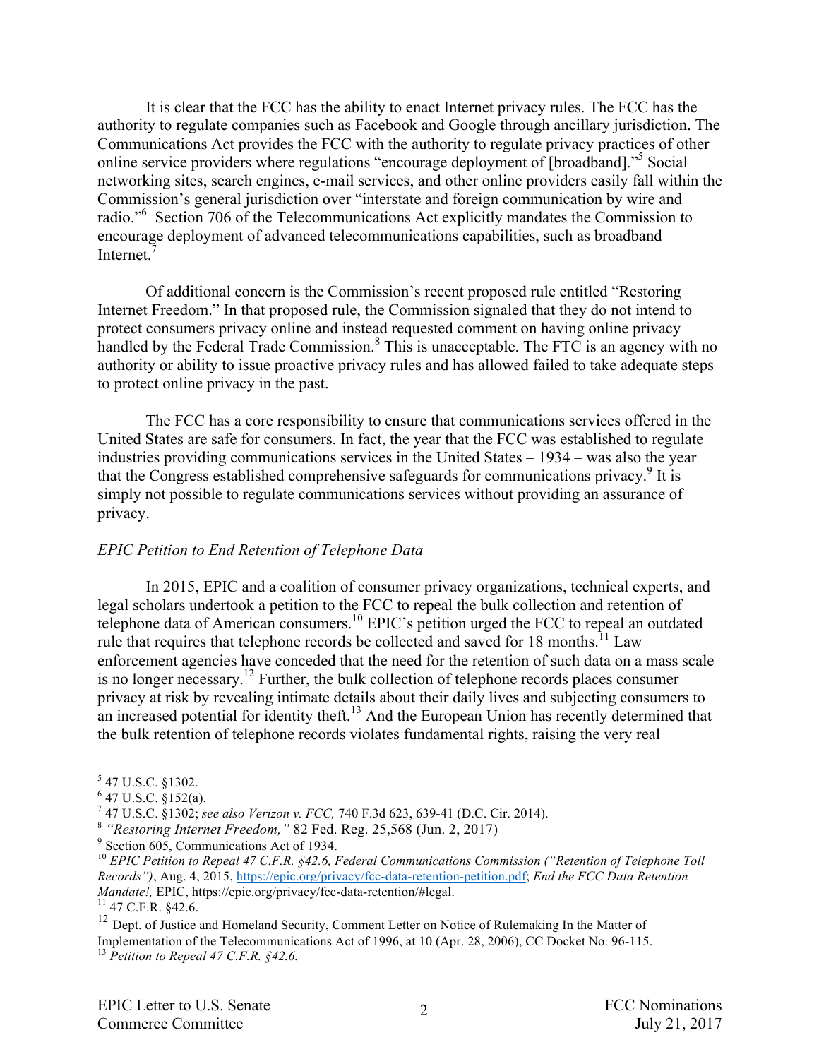It is clear that the FCC has the ability to enact Internet privacy rules. The FCC has the authority to regulate companies such as Facebook and Google through ancillary jurisdiction. The Communications Act provides the FCC with the authority to regulate privacy practices of other online service providers where regulations "encourage deployment of [broadband]."[5] Social networking sites, search engines, e-mail services, and other online providers easily fall within the Commission's general jurisdiction over "interstate and foreign communication by wire and radio."[6] Section 706 of the Telecommunications Act explicitly mandates the Commission to encourage deployment of advanced telecommunications capabilities, such as broadband Internet.[7]

Of additional concern is the Commission's recent proposed rule entitled "Restoring Internet Freedom." In that proposed rule, the Commission signaled that they do not intend to protect consumers privacy online and instead requested comment on having online privacy handled by the Federal Trade Commission.[8] This is unacceptable. The FTC is an agency with no authority or ability to issue proactive privacy rules and has allowed failed to take adequate steps to protect online privacy in the past.

The FCC has a core responsibility to ensure that communications services offered in the United States are safe for consumers. In fact, the year that the FCC was established to regulate industries providing communications services in the United States – 1934 – was also the year that the Congress established comprehensive safeguards for communications privacy.[9] It is simply not possible to regulate communications services without providing an assurance of privacy.

*EPIC Petition to End Retention of Telephone Data*

In 2015, EPIC and a coalition of consumer privacy organizations, technical experts, and legal scholars undertook a petition to the FCC to repeal the bulk collection and retention of telephone data of American consumers.[10] EPIC's petition urged the FCC to repeal an outdated rule that requires that telephone records be collected and saved for 18 months.[11] Law enforcement agencies have conceded that the need for the retention of such data on a mass scale is no longer necessary.[12] Further, the bulk collection of telephone records places consumer privacy at risk by revealing intimate details about their daily lives and subjecting consumers to an increased potential for identity theft.[13] And the European Union has recently determined that the bulk retention of telephone records violates fundamental rights, raising the very real

---

[5] 47 U.S.C. §1302.

[6] 47 U.S.C. §152(a).

[7] 47 U.S.C. §1302; *see also Verizon v. FCC,* 740 F.3d 623, 639-41 (D.C. Cir. 2014).

[8] *"Restoring Internet Freedom,"* 82 Fed. Reg. 25,568 (Jun. 2, 2017)

[9] Section 605, Communications Act of 1934.

[10] *EPIC Petition to Repeal 47 C.F.R. §42.6, Federal Communications Commission ("Retention of Telephone Toll Records")*, Aug. 4, 2015, https://epic.org/privacy/fcc-data-retention-petition.pdf; *End the FCC Data Retention Mandate!,* EPIC, https://epic.org/privacy/fcc-data-retention/#legal.

[11] 47 C.F.R. §42.6.

[12] Dept. of Justice and Homeland Security, Comment Letter on Notice of Rulemaking In the Matter of Implementation of the Telecommunications Act of 1996, at 10 (Apr. 28, 2006), CC Docket No. 96-115.

[13] *Petition to Repeal 47 C.F.R. §42.6.*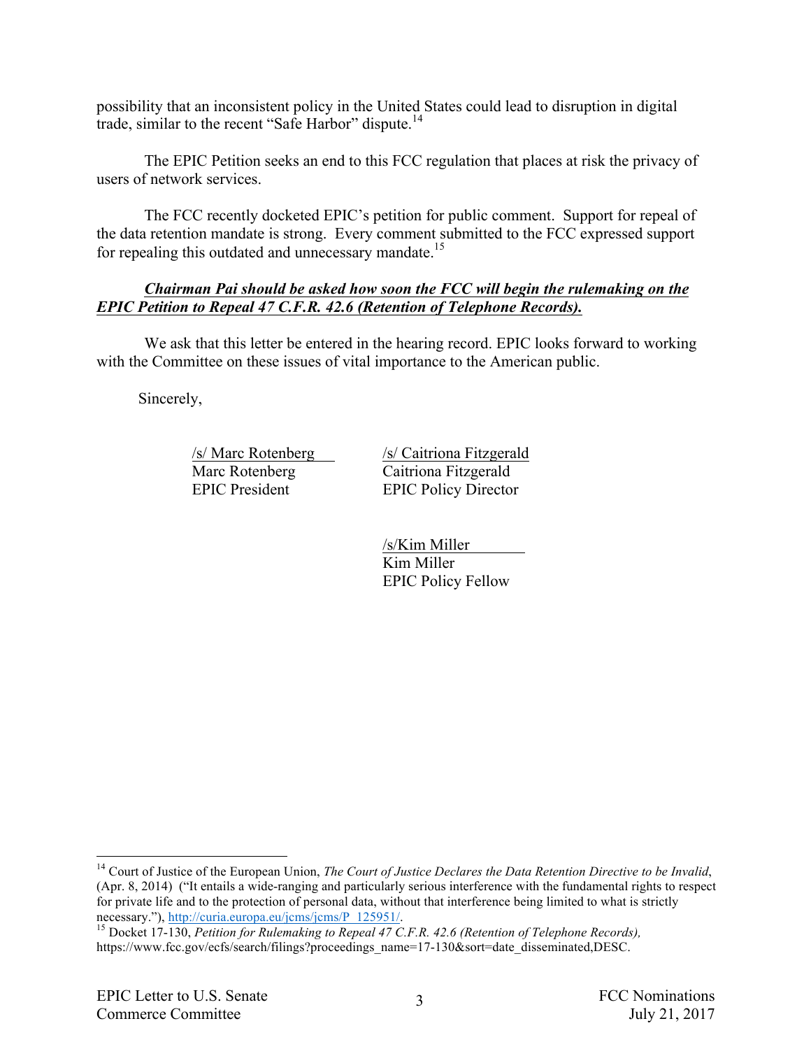possibility that an inconsistent policy in the United States could lead to disruption in digital trade, similar to the recent "Safe Harbor" dispute.[14]

The EPIC Petition seeks an end to this FCC regulation that places at risk the privacy of users of network services.

The FCC recently docketed EPIC's petition for public comment. Support for repeal of the data retention mandate is strong. Every comment submitted to the FCC expressed support for repealing this outdated and unnecessary mandate.[15]

***Chairman Pai should be asked how soon the FCC will begin the rulemaking on the EPIC Petition to Repeal 47 C.F.R. 42.6 (Retention of Telephone Records).***

We ask that this letter be entered in the hearing record. EPIC looks forward to working with the Committee on these issues of vital importance to the American public.

Sincerely,

/s/ Marc Rotenberg
Marc Rotenberg
EPIC President

/s/ Caitriona Fitzgerald
Caitriona Fitzgerald
EPIC Policy Director

/s/Kim Miller
Kim Miller
EPIC Policy Fellow

---

[14] Court of Justice of the European Union, *The Court of Justice Declares the Data Retention Directive to be Invalid*, (Apr. 8, 2014) ("It entails a wide-ranging and particularly serious interference with the fundamental rights to respect for private life and to the protection of personal data, without that interference being limited to what is strictly necessary."), http://curia.europa.eu/jcms/jcms/P_125951/.

[15] Docket 17-130, *Petition for Rulemaking to Repeal 47 C.F.R. 42.6 (Retention of Telephone Records),* https://www.fcc.gov/ecfs/search/filings?proceedings_name=17-130&sort=date_disseminated,DESC.